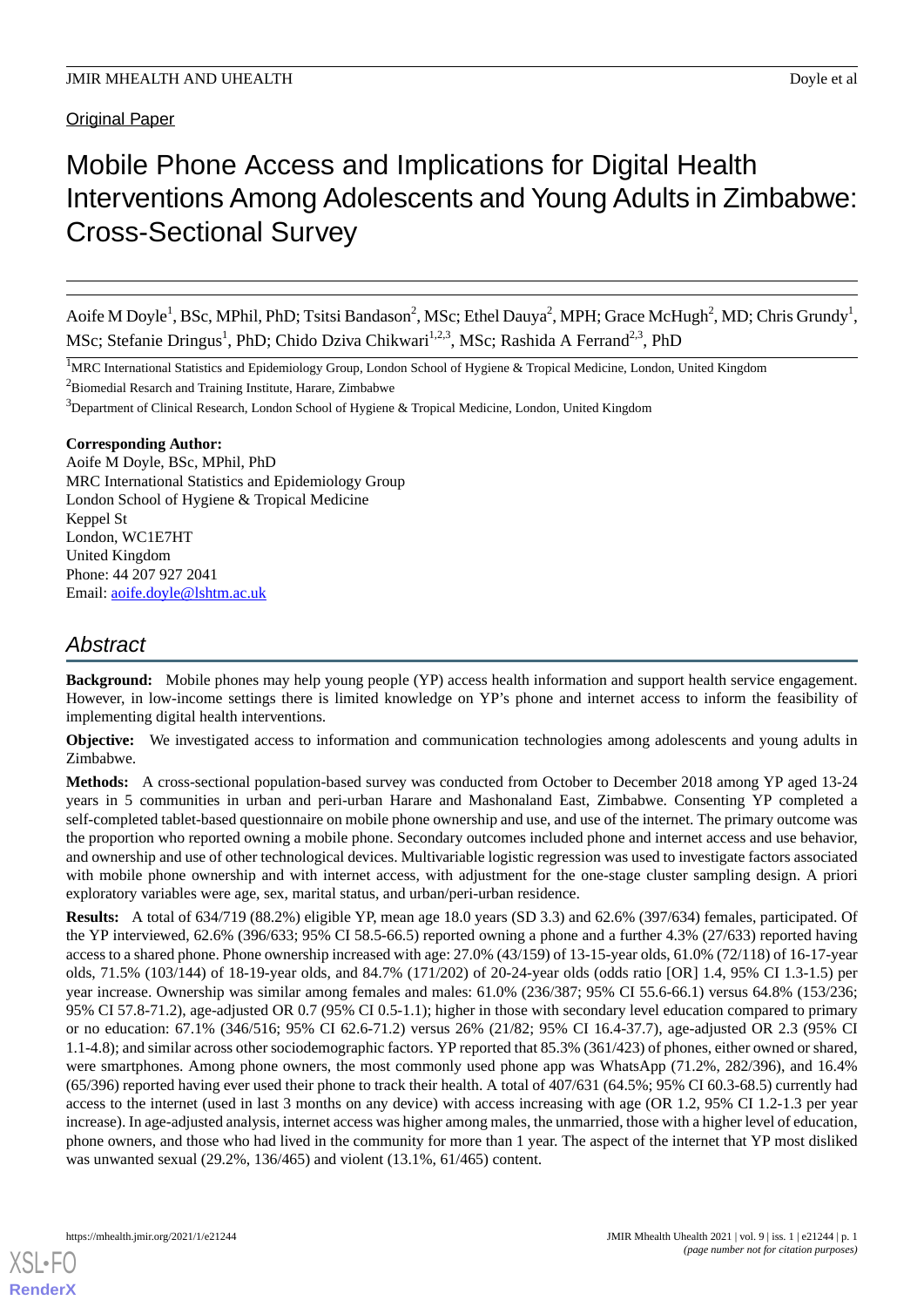Original Paper

# Mobile Phone Access and Implications for Digital Health Interventions Among Adolescents and Young Adults in Zimbabwe: Cross-Sectional Survey

Aoife M Doyle[1], BSc, MPhil, PhD; Tsitsi Bandason[2], MSc; Ethel Dauya[2], MPH; Grace McHugh[2], MD; Chris Grundy[1], MSc; Stefanie Dringus[1], PhD; Chido Dziva Chikwari[1,2,3], MSc; Rashida A Ferrand[2,3], PhD

[1]MRC International Statistics and Epidemiology Group, London School of Hygiene & Tropical Medicine, London, United Kingdom

[2]Biomedial Resarch and Training Institute, Harare, Zimbabwe

[3]Department of Clinical Research, London School of Hygiene & Tropical Medicine, London, United Kingdom

**Corresponding Author:**
Aoife M Doyle, BSc, MPhil, PhD
MRC International Statistics and Epidemiology Group
London School of Hygiene & Tropical Medicine
Keppel St
London, WC1E7HT
United Kingdom
Phone: 44 207 927 2041
Email: aoife.doyle@lshtm.ac.uk

## Abstract

**Background:** Mobile phones may help young people (YP) access health information and support health service engagement. However, in low-income settings there is limited knowledge on YP's phone and internet access to inform the feasibility of implementing digital health interventions.

**Objective:** We investigated access to information and communication technologies among adolescents and young adults in Zimbabwe.

**Methods:** A cross-sectional population-based survey was conducted from October to December 2018 among YP aged 13-24 years in 5 communities in urban and peri-urban Harare and Mashonaland East, Zimbabwe. Consenting YP completed a self-completed tablet-based questionnaire on mobile phone ownership and use, and use of the internet. The primary outcome was the proportion who reported owning a mobile phone. Secondary outcomes included phone and internet access and use behavior, and ownership and use of other technological devices. Multivariable logistic regression was used to investigate factors associated with mobile phone ownership and with internet access, with adjustment for the one-stage cluster sampling design. A priori exploratory variables were age, sex, marital status, and urban/peri-urban residence.

**Results:** A total of 634/719 (88.2%) eligible YP, mean age 18.0 years (SD 3.3) and 62.6% (397/634) females, participated. Of the YP interviewed, 62.6% (396/633; 95% CI 58.5-66.5) reported owning a phone and a further 4.3% (27/633) reported having access to a shared phone. Phone ownership increased with age: 27.0% (43/159) of 13-15-year olds, 61.0% (72/118) of 16-17-year olds, 71.5% (103/144) of 18-19-year olds, and 84.7% (171/202) of 20-24-year olds (odds ratio [OR] 1.4, 95% CI 1.3-1.5) per year increase. Ownership was similar among females and males: 61.0% (236/387; 95% CI 55.6-66.1) versus 64.8% (153/236; 95% CI 57.8-71.2), age-adjusted OR 0.7 (95% CI 0.5-1.1); higher in those with secondary level education compared to primary or no education: 67.1% (346/516; 95% CI 62.6-71.2) versus 26% (21/82; 95% CI 16.4-37.7), age-adjusted OR 2.3 (95% CI 1.1-4.8); and similar across other sociodemographic factors. YP reported that 85.3% (361/423) of phones, either owned or shared, were smartphones. Among phone owners, the most commonly used phone app was WhatsApp (71.2%, 282/396), and 16.4% (65/396) reported having ever used their phone to track their health. A total of 407/631 (64.5%; 95% CI 60.3-68.5) currently had access to the internet (used in last 3 months on any device) with access increasing with age (OR 1.2, 95% CI 1.2-1.3 per year increase). In age-adjusted analysis, internet access was higher among males, the unmarried, those with a higher level of education, phone owners, and those who had lived in the community for more than 1 year. The aspect of the internet that YP most disliked was unwanted sexual (29.2%, 136/465) and violent (13.1%, 61/465) content.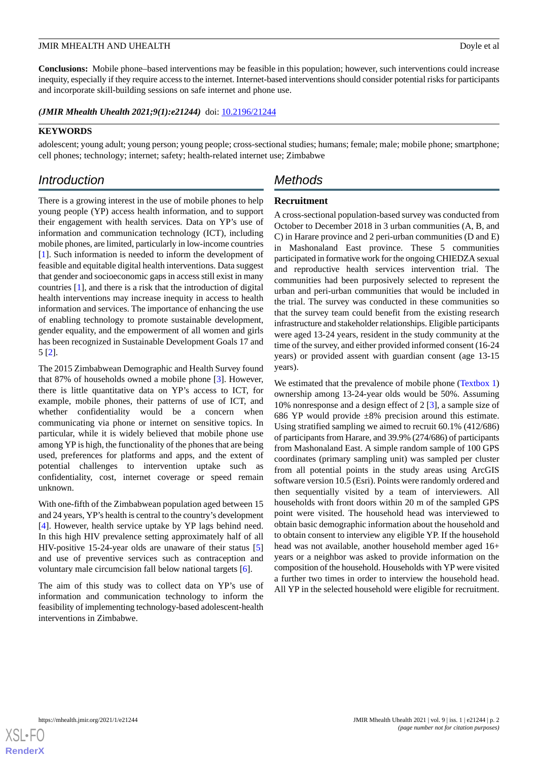**Conclusions:** Mobile phone–based interventions may be feasible in this population; however, such interventions could increase inequity, especially if they require access to the internet. Internet-based interventions should consider potential risks for participants and incorporate skill-building sessions on safe internet and phone use.

***(JMIR Mhealth Uhealth 2021;9(1):e21244)*** doi: 10.2196/21244

**KEYWORDS**

adolescent; young adult; young person; young people; cross-sectional studies; humans; female; male; mobile phone; smartphone; cell phones; technology; internet; safety; health-related internet use; Zimbabwe

## Introduction

There is a growing interest in the use of mobile phones to help young people (YP) access health information, and to support their engagement with health services. Data on YP's use of information and communication technology (ICT), including mobile phones, are limited, particularly in low-income countries [1]. Such information is needed to inform the development of feasible and equitable digital health interventions. Data suggest that gender and socioeconomic gaps in access still exist in many countries [1], and there is a risk that the introduction of digital health interventions may increase inequity in access to health information and services. The importance of enhancing the use of enabling technology to promote sustainable development, gender equality, and the empowerment of all women and girls has been recognized in Sustainable Development Goals 17 and 5 [2].

The 2015 Zimbabwean Demographic and Health Survey found that 87% of households owned a mobile phone [3]. However, there is little quantitative data on YP's access to ICT, for example, mobile phones, their patterns of use of ICT, and whether confidentiality would be a concern when communicating via phone or internet on sensitive topics. In particular, while it is widely believed that mobile phone use among YP is high, the functionality of the phones that are being used, preferences for platforms and apps, and the extent of potential challenges to intervention uptake such as confidentiality, cost, internet coverage or speed remain unknown.

With one-fifth of the Zimbabwean population aged between 15 and 24 years, YP's health is central to the country's development [4]. However, health service uptake by YP lags behind need. In this high HIV prevalence setting approximately half of all HIV-positive 15-24-year olds are unaware of their status [5] and use of preventive services such as contraception and voluntary male circumcision fall below national targets [6].

The aim of this study was to collect data on YP's use of information and communication technology to inform the feasibility of implementing technology-based adolescent-health interventions in Zimbabwe.

## Methods

### Recruitment

A cross-sectional population-based survey was conducted from October to December 2018 in 3 urban communities (A, B, and C) in Harare province and 2 peri-urban communities (D and E) in Mashonaland East province. These 5 communities participated in formative work for the ongoing CHIEDZA sexual and reproductive health services intervention trial. The communities had been purposively selected to represent the urban and peri-urban communities that would be included in the trial. The survey was conducted in these communities so that the survey team could benefit from the existing research infrastructure and stakeholder relationships. Eligible participants were aged 13-24 years, resident in the study community at the time of the survey, and either provided informed consent (16-24 years) or provided assent with guardian consent (age 13-15 years).

We estimated that the prevalence of mobile phone (Textbox 1) ownership among 13-24-year olds would be 50%. Assuming 10% nonresponse and a design effect of 2 [3], a sample size of 686 YP would provide ±8% precision around this estimate. Using stratified sampling we aimed to recruit 60.1% (412/686) of participants from Harare, and 39.9% (274/686) of participants from Mashonaland East. A simple random sample of 100 GPS coordinates (primary sampling unit) was sampled per cluster from all potential points in the study areas using ArcGIS software version 10.5 (Esri). Points were randomly ordered and then sequentially visited by a team of interviewers. All households with front doors within 20 m of the sampled GPS point were visited. The household head was interviewed to obtain basic demographic information about the household and to obtain consent to interview any eligible YP. If the household head was not available, another household member aged 16+ years or a neighbor was asked to provide information on the composition of the household. Households with YP were visited a further two times in order to interview the household head. All YP in the selected household were eligible for recruitment.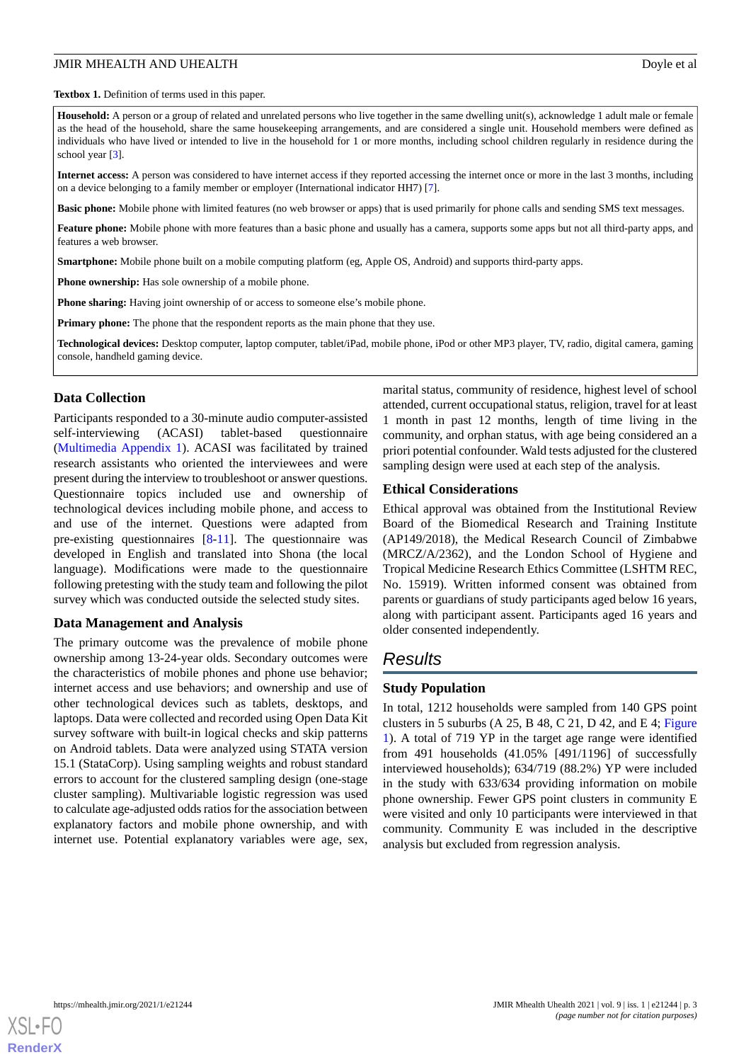**Textbox 1.** Definition of terms used in this paper.

**Household:** A person or a group of related and unrelated persons who live together in the same dwelling unit(s), acknowledge 1 adult male or female as the head of the household, share the same housekeeping arrangements, and are considered a single unit. Household members were defined as individuals who have lived or intended to live in the household for 1 or more months, including school children regularly in residence during the school year [3].

**Internet access:** A person was considered to have internet access if they reported accessing the internet once or more in the last 3 months, including on a device belonging to a family member or employer (International indicator HH7) [7].

**Basic phone:** Mobile phone with limited features (no web browser or apps) that is used primarily for phone calls and sending SMS text messages.

**Feature phone:** Mobile phone with more features than a basic phone and usually has a camera, supports some apps but not all third-party apps, and features a web browser.

**Smartphone:** Mobile phone built on a mobile computing platform (eg, Apple OS, Android) and supports third-party apps.

**Phone ownership:** Has sole ownership of a mobile phone.

**Phone sharing:** Having joint ownership of or access to someone else's mobile phone.

**Primary phone:** The phone that the respondent reports as the main phone that they use.

**Technological devices:** Desktop computer, laptop computer, tablet/iPad, mobile phone, iPod or other MP3 player, TV, radio, digital camera, gaming console, handheld gaming device.

### Data Collection

Participants responded to a 30-minute audio computer-assisted self-interviewing (ACASI) tablet-based questionnaire (Multimedia Appendix 1). ACASI was facilitated by trained research assistants who oriented the interviewees and were present during the interview to troubleshoot or answer questions. Questionnaire topics included use and ownership of technological devices including mobile phone, and access to and use of the internet. Questions were adapted from pre-existing questionnaires [8-11]. The questionnaire was developed in English and translated into Shona (the local language). Modifications were made to the questionnaire following pretesting with the study team and following the pilot survey which was conducted outside the selected study sites.

### Data Management and Analysis

The primary outcome was the prevalence of mobile phone ownership among 13-24-year olds. Secondary outcomes were the characteristics of mobile phones and phone use behavior; internet access and use behaviors; and ownership and use of other technological devices such as tablets, desktops, and laptops. Data were collected and recorded using Open Data Kit survey software with built-in logical checks and skip patterns on Android tablets. Data were analyzed using STATA version 15.1 (StataCorp). Using sampling weights and robust standard errors to account for the clustered sampling design (one-stage cluster sampling). Multivariable logistic regression was used to calculate age-adjusted odds ratios for the association between explanatory factors and mobile phone ownership, and with internet use. Potential explanatory variables were age, sex, marital status, community of residence, highest level of school attended, current occupational status, religion, travel for at least 1 month in past 12 months, length of time living in the community, and orphan status, with age being considered an a priori potential confounder. Wald tests adjusted for the clustered sampling design were used at each step of the analysis.

### Ethical Considerations

Ethical approval was obtained from the Institutional Review Board of the Biomedical Research and Training Institute (AP149/2018), the Medical Research Council of Zimbabwe (MRCZ/A/2362), and the London School of Hygiene and Tropical Medicine Research Ethics Committee (LSHTM REC, No. 15919). Written informed consent was obtained from parents or guardians of study participants aged below 16 years, along with participant assent. Participants aged 16 years and older consented independently.

## Results

### Study Population

In total, 1212 households were sampled from 140 GPS point clusters in 5 suburbs (A 25, B 48, C 21, D 42, and E 4; Figure 1). A total of 719 YP in the target age range were identified from 491 households (41.05% [491/1196] of successfully interviewed households); 634/719 (88.2%) YP were included in the study with 633/634 providing information on mobile phone ownership. Fewer GPS point clusters in community E were visited and only 10 participants were interviewed in that community. Community E was included in the descriptive analysis but excluded from regression analysis.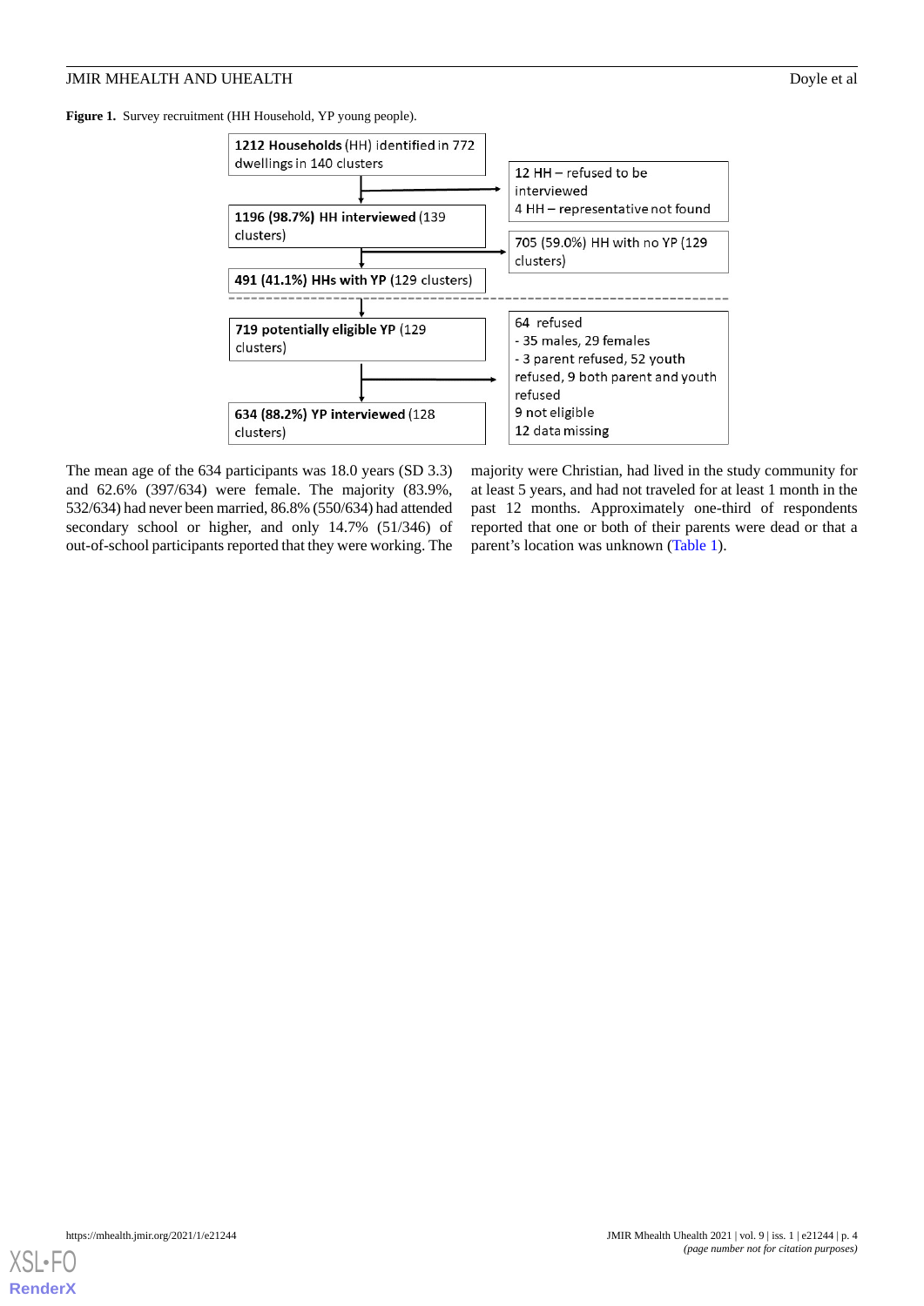**Figure 1.** Survey recruitment (HH Household, YP young people).

**1212 Households** (HH) identified in 772 dwellings in 140 clusters

→ 12 HH – refused to be interviewed
4 HH – representative not found

**1196 (98.7%) HH interviewed** (139 clusters)

→ 705 (59.0%) HH with no YP (129 clusters)

**491 (41.1%) HHs with YP** (129 clusters)

**719 potentially eligible YP** (129 clusters)

→ 64 refused
- 35 males, 29 females
- 3 parent refused, 52 youth refused, 9 both parent and youth refused

9 not eligible
12 data missing

**634 (88.2%) YP interviewed** (128 clusters)

The mean age of the 634 participants was 18.0 years (SD 3.3) and 62.6% (397/634) were female. The majority (83.9%, 532/634) had never been married, 86.8% (550/634) had attended secondary school or higher, and only 14.7% (51/346) of out-of-school participants reported that they were working. The majority were Christian, had lived in the study community for at least 5 years, and had not traveled for at least 1 month in the past 12 months. Approximately one-third of respondents reported that one or both of their parents were dead or that a parent's location was unknown (Table 1).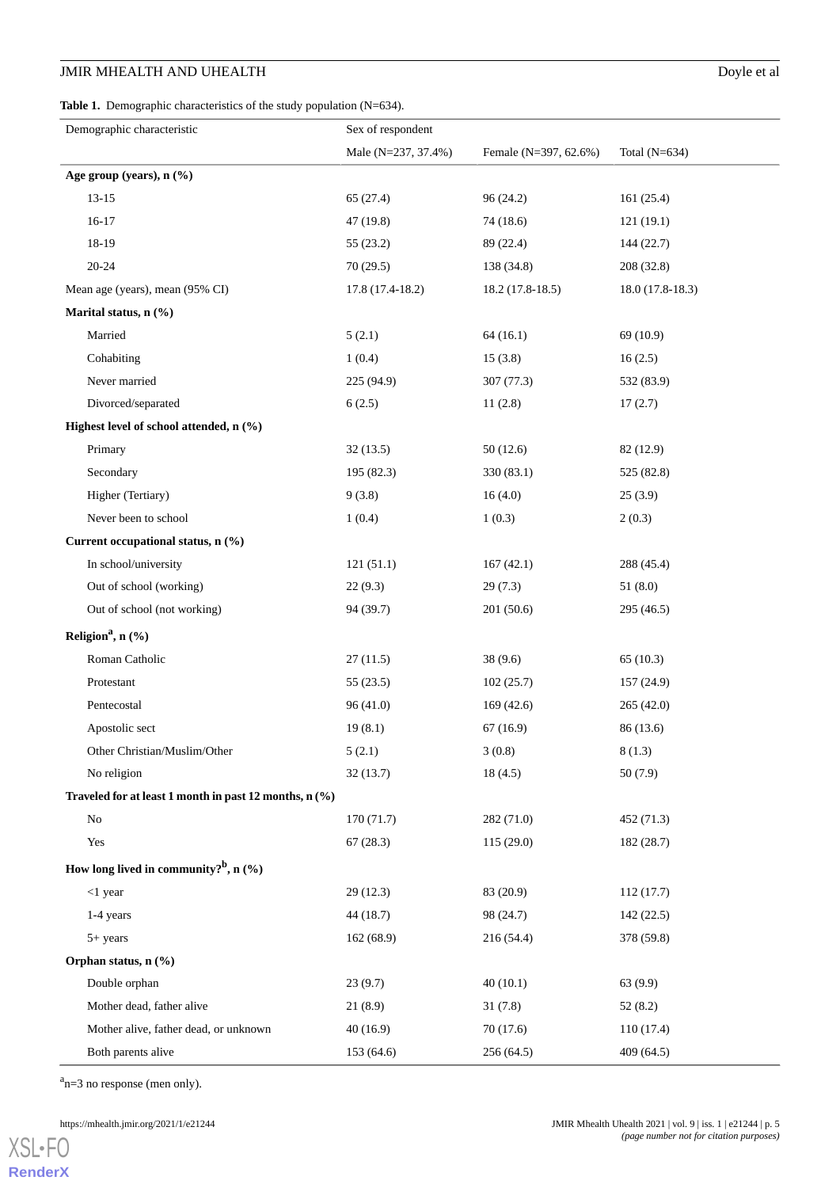**Table 1.** Demographic characteristics of the study population (N=634).

| Demographic characteristic | Sex of respondent | | |
|---|---|---|---|
| | Male (N=237, 37.4%) | Female (N=397, 62.6%) | Total (N=634) |
| **Age group (years), n (%)** | | | |
| 13-15 | 65 (27.4) | 96 (24.2) | 161 (25.4) |
| 16-17 | 47 (19.8) | 74 (18.6) | 121 (19.1) |
| 18-19 | 55 (23.2) | 89 (22.4) | 144 (22.7) |
| 20-24 | 70 (29.5) | 138 (34.8) | 208 (32.8) |
| Mean age (years), mean (95% CI) | 17.8 (17.4-18.2) | 18.2 (17.8-18.5) | 18.0 (17.8-18.3) |
| **Marital status, n (%)** | | | |
| Married | 5 (2.1) | 64 (16.1) | 69 (10.9) |
| Cohabiting | 1 (0.4) | 15 (3.8) | 16 (2.5) |
| Never married | 225 (94.9) | 307 (77.3) | 532 (83.9) |
| Divorced/separated | 6 (2.5) | 11 (2.8) | 17 (2.7) |
| **Highest level of school attended, n (%)** | | | |
| Primary | 32 (13.5) | 50 (12.6) | 82 (12.9) |
| Secondary | 195 (82.3) | 330 (83.1) | 525 (82.8) |
| Higher (Tertiary) | 9 (3.8) | 16 (4.0) | 25 (3.9) |
| Never been to school | 1 (0.4) | 1 (0.3) | 2 (0.3) |
| **Current occupational status, n (%)** | | | |
| In school/university | 121 (51.1) | 167 (42.1) | 288 (45.4) |
| Out of school (working) | 22 (9.3) | 29 (7.3) | 51 (8.0) |
| Out of school (not working) | 94 (39.7) | 201 (50.6) | 295 (46.5) |
| **Religion[a], n (%)** | | | |
| Roman Catholic | 27 (11.5) | 38 (9.6) | 65 (10.3) |
| Protestant | 55 (23.5) | 102 (25.7) | 157 (24.9) |
| Pentecostal | 96 (41.0) | 169 (42.6) | 265 (42.0) |
| Apostolic sect | 19 (8.1) | 67 (16.9) | 86 (13.6) |
| Other Christian/Muslim/Other | 5 (2.1) | 3 (0.8) | 8 (1.3) |
| No religion | 32 (13.7) | 18 (4.5) | 50 (7.9) |
| **Traveled for at least 1 month in past 12 months, n (%)** | | | |
| No | 170 (71.7) | 282 (71.0) | 452 (71.3) |
| Yes | 67 (28.3) | 115 (29.0) | 182 (28.7) |
| **How long lived in community?[b], n (%)** | | | |
| <1 year | 29 (12.3) | 83 (20.9) | 112 (17.7) |
| 1-4 years | 44 (18.7) | 98 (24.7) | 142 (22.5) |
| 5+ years | 162 (68.9) | 216 (54.4) | 378 (59.8) |
| **Orphan status, n (%)** | | | |
| Double orphan | 23 (9.7) | 40 (10.1) | 63 (9.9) |
| Mother dead, father alive | 21 (8.9) | 31 (7.8) | 52 (8.2) |
| Mother alive, father dead, or unknown | 40 (16.9) | 70 (17.6) | 110 (17.4) |
| Both parents alive | 153 (64.6) | 256 (64.5) | 409 (64.5) |

[a]n=3 no response (men only).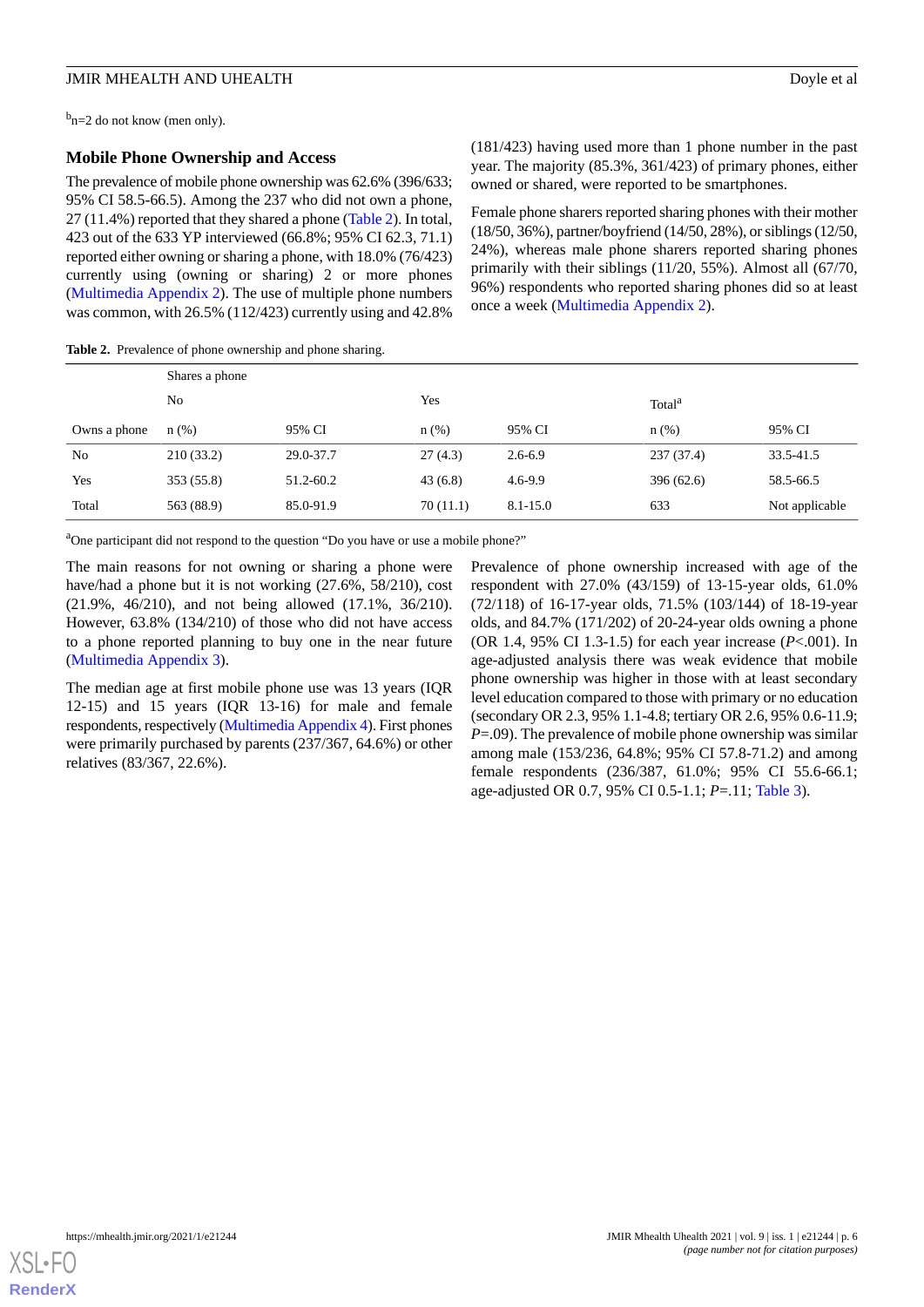[b]n=2 do not know (men only).

### Mobile Phone Ownership and Access

The prevalence of mobile phone ownership was 62.6% (396/633; 95% CI 58.5-66.5). Among the 237 who did not own a phone, 27 (11.4%) reported that they shared a phone (Table 2). In total, 423 out of the 633 YP interviewed (66.8%; 95% CI 62.3, 71.1) reported either owning or sharing a phone, with 18.0% (76/423) currently using (owning or sharing) 2 or more phones (Multimedia Appendix 2). The use of multiple phone numbers was common, with 26.5% (112/423) currently using and 42.8% (181/423) having used more than 1 phone number in the past year. The majority (85.3%, 361/423) of primary phones, either owned or shared, were reported to be smartphones.

Female phone sharers reported sharing phones with their mother (18/50, 36%), partner/boyfriend (14/50, 28%), or siblings (12/50, 24%), whereas male phone sharers reported sharing phones primarily with their siblings (11/20, 55%). Almost all (67/70, 96%) respondents who reported sharing phones did so at least once a week (Multimedia Appendix 2).

**Table 2.** Prevalence of phone ownership and phone sharing.

| | Shares a phone | | | | | |
|---|---|---|---|---|---|---|
| | No | | Yes | | Total[a] | |
| Owns a phone | n (%) | 95% CI | n (%) | 95% CI | n (%) | 95% CI |
| No | 210 (33.2) | 29.0-37.7 | 27 (4.3) | 2.6-6.9 | 237 (37.4) | 33.5-41.5 |
| Yes | 353 (55.8) | 51.2-60.2 | 43 (6.8) | 4.6-9.9 | 396 (62.6) | 58.5-66.5 |
| Total | 563 (88.9) | 85.0-91.9 | 70 (11.1) | 8.1-15.0 | 633 | Not applicable |

[a]One participant did not respond to the question "Do you have or use a mobile phone?"

The main reasons for not owning or sharing a phone were have/had a phone but it is not working (27.6%, 58/210), cost (21.9%, 46/210), and not being allowed (17.1%, 36/210). However, 63.8% (134/210) of those who did not have access to a phone reported planning to buy one in the near future (Multimedia Appendix 3).

The median age at first mobile phone use was 13 years (IQR 12-15) and 15 years (IQR 13-16) for male and female respondents, respectively (Multimedia Appendix 4). First phones were primarily purchased by parents (237/367, 64.6%) or other relatives (83/367, 22.6%).

Prevalence of phone ownership increased with age of the respondent with 27.0% (43/159) of 13-15-year olds, 61.0% (72/118) of 16-17-year olds, 71.5% (103/144) of 18-19-year olds, and 84.7% (171/202) of 20-24-year olds owning a phone (OR 1.4, 95% CI 1.3-1.5) for each year increase ($P<.001$). In age-adjusted analysis there was weak evidence that mobile phone ownership was higher in those with at least secondary level education compared to those with primary or no education (secondary OR 2.3, 95% 1.1-4.8; tertiary OR 2.6, 95% 0.6-11.9; $P=.09$). The prevalence of mobile phone ownership was similar among male (153/236, 64.8%; 95% CI 57.8-71.2) and among female respondents (236/387, 61.0%; 95% CI 55.6-66.1; age-adjusted OR 0.7, 95% CI 0.5-1.1; $P=.11$; Table 3).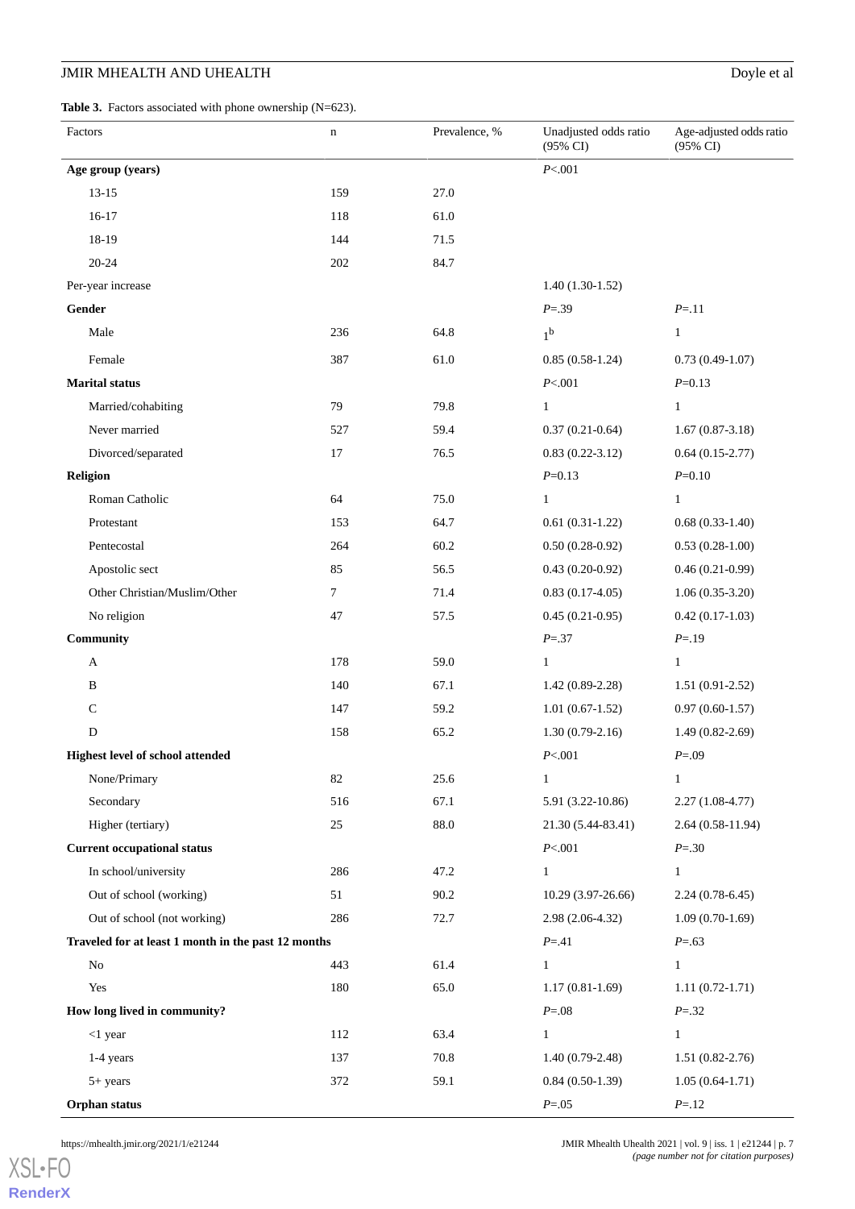**Table 3.** Factors associated with phone ownership (N=623).

| Factors | n | Prevalence, % | Unadjusted odds ratio (95% CI) | Age-adjusted odds ratio (95% CI) |
|---|---|---|---|---|
| **Age group (years)** | | | *P*<.001 | |
| 13-15 | 159 | 27.0 | | |
| 16-17 | 118 | 61.0 | | |
| 18-19 | 144 | 71.5 | | |
| 20-24 | 202 | 84.7 | | |
| Per-year increase | | | 1.40 (1.30-1.52) | |
| **Gender** | | | *P*=.39 | *P*=.11 |
| Male | 236 | 64.8 | 1[b] | 1 |
| Female | 387 | 61.0 | 0.85 (0.58-1.24) | 0.73 (0.49-1.07) |
| **Marital status** | | | *P*<.001 | *P*=0.13 |
| Married/cohabiting | 79 | 79.8 | 1 | 1 |
| Never married | 527 | 59.4 | 0.37 (0.21-0.64) | 1.67 (0.87-3.18) |
| Divorced/separated | 17 | 76.5 | 0.83 (0.22-3.12) | 0.64 (0.15-2.77) |
| **Religion** | | | *P*=0.13 | *P*=0.10 |
| Roman Catholic | 64 | 75.0 | 1 | 1 |
| Protestant | 153 | 64.7 | 0.61 (0.31-1.22) | 0.68 (0.33-1.40) |
| Pentecostal | 264 | 60.2 | 0.50 (0.28-0.92) | 0.53 (0.28-1.00) |
| Apostolic sect | 85 | 56.5 | 0.43 (0.20-0.92) | 0.46 (0.21-0.99) |
| Other Christian/Muslim/Other | 7 | 71.4 | 0.83 (0.17-4.05) | 1.06 (0.35-3.20) |
| No religion | 47 | 57.5 | 0.45 (0.21-0.95) | 0.42 (0.17-1.03) |
| **Community** | | | *P*=.37 | *P*=.19 |
| A | 178 | 59.0 | 1 | 1 |
| B | 140 | 67.1 | 1.42 (0.89-2.28) | 1.51 (0.91-2.52) |
| C | 147 | 59.2 | 1.01 (0.67-1.52) | 0.97 (0.60-1.57) |
| D | 158 | 65.2 | 1.30 (0.79-2.16) | 1.49 (0.82-2.69) |
| **Highest level of school attended** | | | *P*<.001 | *P*=.09 |
| None/Primary | 82 | 25.6 | 1 | 1 |
| Secondary | 516 | 67.1 | 5.91 (3.22-10.86) | 2.27 (1.08-4.77) |
| Higher (tertiary) | 25 | 88.0 | 21.30 (5.44-83.41) | 2.64 (0.58-11.94) |
| **Current occupational status** | | | *P*<.001 | *P*=.30 |
| In school/university | 286 | 47.2 | 1 | 1 |
| Out of school (working) | 51 | 90.2 | 10.29 (3.97-26.66) | 2.24 (0.78-6.45) |
| Out of school (not working) | 286 | 72.7 | 2.98 (2.06-4.32) | 1.09 (0.70-1.69) |
| **Traveled for at least 1 month in the past 12 months** | | | *P*=.41 | *P*=.63 |
| No | 443 | 61.4 | 1 | 1 |
| Yes | 180 | 65.0 | 1.17 (0.81-1.69) | 1.11 (0.72-1.71) |
| **How long lived in community?** | | | *P*=.08 | *P*=.32 |
| <1 year | 112 | 63.4 | 1 | 1 |
| 1-4 years | 137 | 70.8 | 1.40 (0.79-2.48) | 1.51 (0.82-2.76) |
| 5+ years | 372 | 59.1 | 0.84 (0.50-1.39) | 1.05 (0.64-1.71) |
| **Orphan status** | | | *P*=.05 | *P*=.12 |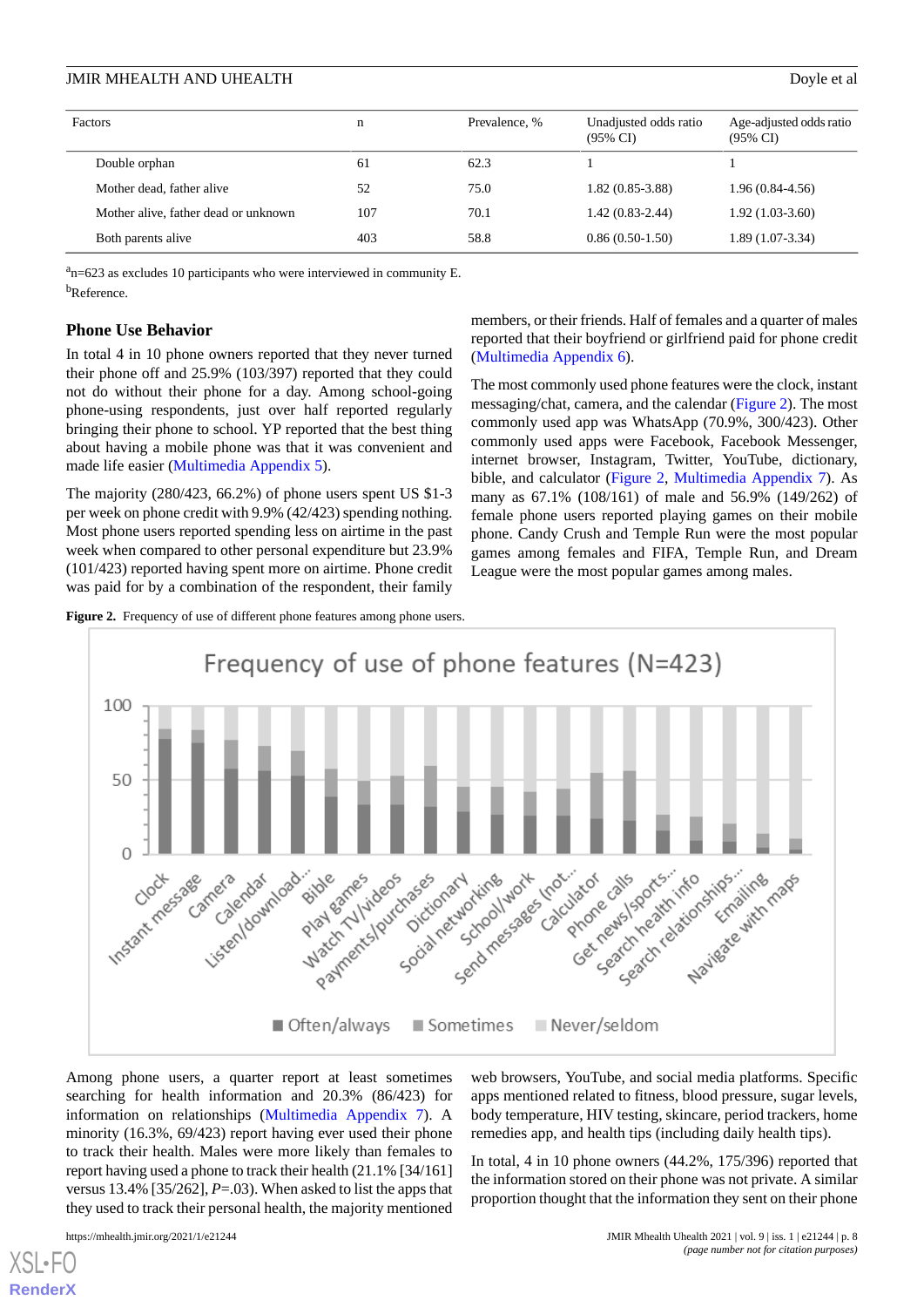| Factors | n | Prevalence, % | Unadjusted odds ratio (95% CI) | Age-adjusted odds ratio (95% CI) |
|---|---|---|---|---|
| Double orphan | 61 | 62.3 | 1 | 1 |
| Mother dead, father alive | 52 | 75.0 | 1.82 (0.85-3.88) | 1.96 (0.84-4.56) |
| Mother alive, father dead or unknown | 107 | 70.1 | 1.42 (0.83-2.44) | 1.92 (1.03-3.60) |
| Both parents alive | 403 | 58.8 | 0.86 (0.50-1.50) | 1.89 (1.07-3.34) |

[a]n=623 as excludes 10 participants who were interviewed in community E.

[b]Reference.

### Phone Use Behavior

In total 4 in 10 phone owners reported that they never turned their phone off and 25.9% (103/397) reported that they could not do without their phone for a day. Among school-going phone-using respondents, just over half reported regularly bringing their phone to school. YP reported that the best thing about having a mobile phone was that it was convenient and made life easier (Multimedia Appendix 5).

The majority (280/423, 66.2%) of phone users spent US $1-3 per week on phone credit with 9.9% (42/423) spending nothing. Most phone users reported spending less on airtime in the past week when compared to other personal expenditure but 23.9% (101/423) reported having spent more on airtime. Phone credit was paid for by a combination of the respondent, their family members, or their friends. Half of females and a quarter of males reported that their boyfriend or girlfriend paid for phone credit (Multimedia Appendix 6).

The most commonly used phone features were the clock, instant messaging/chat, camera, and the calendar (Figure 2). The most commonly used app was WhatsApp (70.9%, 300/423). Other commonly used apps were Facebook, Facebook Messenger, internet browser, Instagram, Twitter, YouTube, dictionary, bible, and calculator (Figure 2, Multimedia Appendix 7). As many as 67.1% (108/161) of male and 56.9% (149/262) of female phone users reported playing games on their mobile phone. Candy Crush and Temple Run were the most popular games among females and FIFA, Temple Run, and Dream League were the most popular games among males.

**Figure 2.** Frequency of use of different phone features among phone users.

Among phone users, a quarter report at least sometimes searching for health information and 20.3% (86/423) for information on relationships (Multimedia Appendix 7). A minority (16.3%, 69/423) report having ever used their phone to track their health. Males were more likely than females to report having used a phone to track their health (21.1% [34/161] versus 13.4% [35/262], *P*=.03). When asked to list the apps that they used to track their personal health, the majority mentioned web browsers, YouTube, and social media platforms. Specific apps mentioned related to fitness, blood pressure, sugar levels, body temperature, HIV testing, skincare, period trackers, home remedies app, and health tips (including daily health tips).

In total, 4 in 10 phone owners (44.2%, 175/396) reported that the information stored on their phone was not private. A similar proportion thought that the information they sent on their phone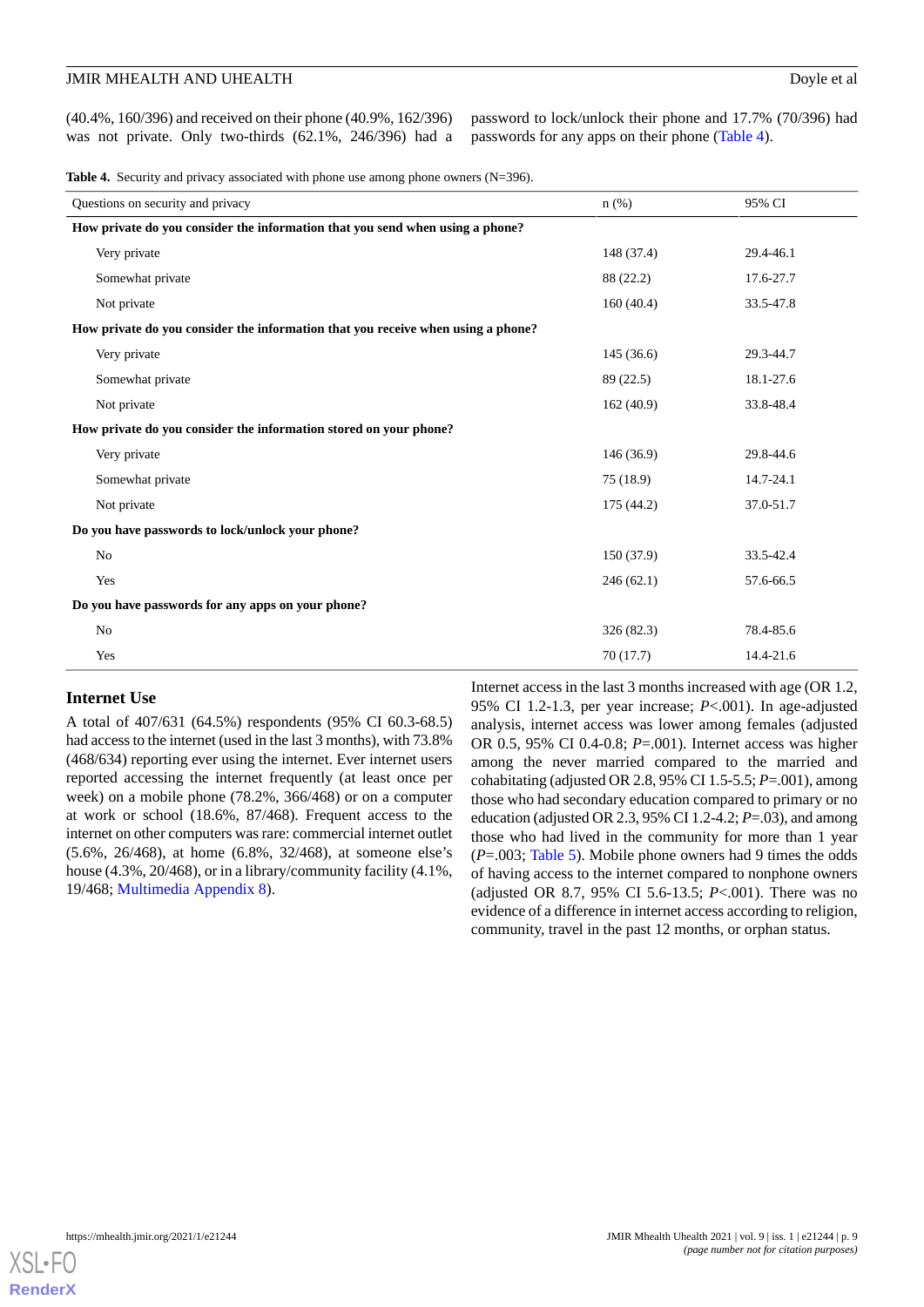(40.4%, 160/396) and received on their phone (40.9%, 162/396) was not private. Only two-thirds (62.1%, 246/396) had a password to lock/unlock their phone and 17.7% (70/396) had passwords for any apps on their phone (Table 4).

**Table 4.** Security and privacy associated with phone use among phone owners (N=396).

| Questions on security and privacy | n (%) | 95% CI |
|---|---|---|
| **How private do you consider the information that you send when using a phone?** | | |
| Very private | 148 (37.4) | 29.4-46.1 |
| Somewhat private | 88 (22.2) | 17.6-27.7 |
| Not private | 160 (40.4) | 33.5-47.8 |
| **How private do you consider the information that you receive when using a phone?** | | |
| Very private | 145 (36.6) | 29.3-44.7 |
| Somewhat private | 89 (22.5) | 18.1-27.6 |
| Not private | 162 (40.9) | 33.8-48.4 |
| **How private do you consider the information stored on your phone?** | | |
| Very private | 146 (36.9) | 29.8-44.6 |
| Somewhat private | 75 (18.9) | 14.7-24.1 |
| Not private | 175 (44.2) | 37.0-51.7 |
| **Do you have passwords to lock/unlock your phone?** | | |
| No | 150 (37.9) | 33.5-42.4 |
| Yes | 246 (62.1) | 57.6-66.5 |
| **Do you have passwords for any apps on your phone?** | | |
| No | 326 (82.3) | 78.4-85.6 |
| Yes | 70 (17.7) | 14.4-21.6 |

## Internet Use

A total of 407/631 (64.5%) respondents (95% CI 60.3-68.5) had access to the internet (used in the last 3 months), with 73.8% (468/634) reporting ever using the internet. Ever internet users reported accessing the internet frequently (at least once per week) on a mobile phone (78.2%, 366/468) or on a computer at work or school (18.6%, 87/468). Frequent access to the internet on other computers was rare: commercial internet outlet (5.6%, 26/468), at home (6.8%, 32/468), at someone else's house (4.3%, 20/468), or in a library/community facility (4.1%, 19/468; Multimedia Appendix 8).

Internet access in the last 3 months increased with age (OR 1.2, 95% CI 1.2-1.3, per year increase; *P*<.001). In age-adjusted analysis, internet access was lower among females (adjusted OR 0.5, 95% CI 0.4-0.8; *P*=.001). Internet access was higher among the never married compared to the married and cohabitating (adjusted OR 2.8, 95% CI 1.5-5.5; *P*=.001), among those who had secondary education compared to primary or no education (adjusted OR 2.3, 95% CI 1.2-4.2; *P*=.03), and among those who had lived in the community for more than 1 year (*P*=.003; Table 5). Mobile phone owners had 9 times the odds of having access to the internet compared to nonphone owners (adjusted OR 8.7, 95% CI 5.6-13.5; *P*<.001). There was no evidence of a difference in internet access according to religion, community, travel in the past 12 months, or orphan status.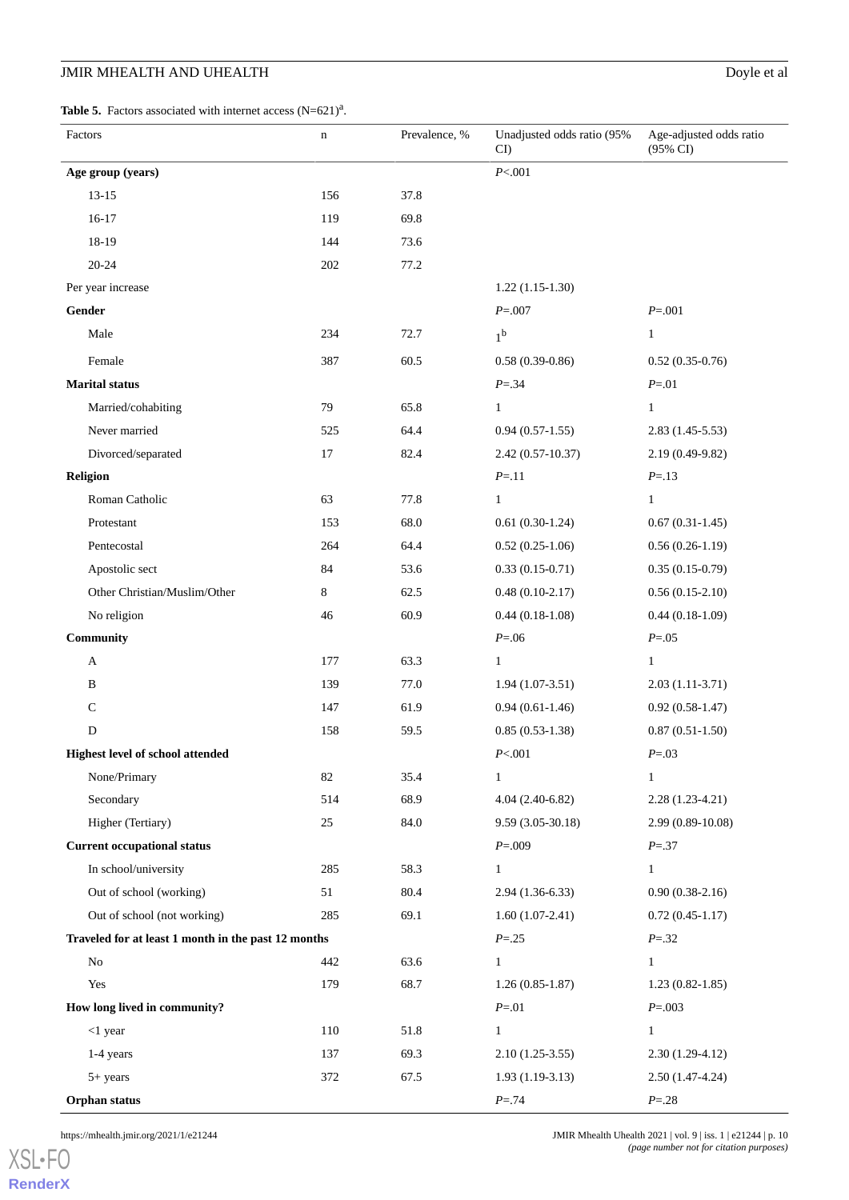**Table 5.** Factors associated with internet access (N=621)[a].

| Factors | n | Prevalence, % | Unadjusted odds ratio (95% CI) | Age-adjusted odds ratio (95% CI) |
|---|---|---|---|---|
| **Age group (years)** | | | *P*<.001 | |
| 13-15 | 156 | 37.8 | | |
| 16-17 | 119 | 69.8 | | |
| 18-19 | 144 | 73.6 | | |
| 20-24 | 202 | 77.2 | | |
| Per year increase | | | 1.22 (1.15-1.30) | |
| **Gender** | | | *P*=.007 | *P*=.001 |
| Male | 234 | 72.7 | 1[b] | 1 |
| Female | 387 | 60.5 | 0.58 (0.39-0.86) | 0.52 (0.35-0.76) |
| **Marital status** | | | *P*=.34 | *P*=.01 |
| Married/cohabiting | 79 | 65.8 | 1 | 1 |
| Never married | 525 | 64.4 | 0.94 (0.57-1.55) | 2.83 (1.45-5.53) |
| Divorced/separated | 17 | 82.4 | 2.42 (0.57-10.37) | 2.19 (0.49-9.82) |
| **Religion** | | | *P*=.11 | *P*=.13 |
| Roman Catholic | 63 | 77.8 | 1 | 1 |
| Protestant | 153 | 68.0 | 0.61 (0.30-1.24) | 0.67 (0.31-1.45) |
| Pentecostal | 264 | 64.4 | 0.52 (0.25-1.06) | 0.56 (0.26-1.19) |
| Apostolic sect | 84 | 53.6 | 0.33 (0.15-0.71) | 0.35 (0.15-0.79) |
| Other Christian/Muslim/Other | 8 | 62.5 | 0.48 (0.10-2.17) | 0.56 (0.15-2.10) |
| No religion | 46 | 60.9 | 0.44 (0.18-1.08) | 0.44 (0.18-1.09) |
| **Community** | | | *P*=.06 | *P*=.05 |
| A | 177 | 63.3 | 1 | 1 |
| B | 139 | 77.0 | 1.94 (1.07-3.51) | 2.03 (1.11-3.71) |
| C | 147 | 61.9 | 0.94 (0.61-1.46) | 0.92 (0.58-1.47) |
| D | 158 | 59.5 | 0.85 (0.53-1.38) | 0.87 (0.51-1.50) |
| **Highest level of school attended** | | | *P*<.001 | *P*=.03 |
| None/Primary | 82 | 35.4 | 1 | 1 |
| Secondary | 514 | 68.9 | 4.04 (2.40-6.82) | 2.28 (1.23-4.21) |
| Higher (Tertiary) | 25 | 84.0 | 9.59 (3.05-30.18) | 2.99 (0.89-10.08) |
| **Current occupational status** | | | *P*=.009 | *P*=.37 |
| In school/university | 285 | 58.3 | 1 | 1 |
| Out of school (working) | 51 | 80.4 | 2.94 (1.36-6.33) | 0.90 (0.38-2.16) |
| Out of school (not working) | 285 | 69.1 | 1.60 (1.07-2.41) | 0.72 (0.45-1.17) |
| **Traveled for at least 1 month in the past 12 months** | | | *P*=.25 | *P*=.32 |
| No | 442 | 63.6 | 1 | 1 |
| Yes | 179 | 68.7 | 1.26 (0.85-1.87) | 1.23 (0.82-1.85) |
| **How long lived in community?** | | | *P*=.01 | *P*=.003 |
| <1 year | 110 | 51.8 | 1 | 1 |
| 1-4 years | 137 | 69.3 | 2.10 (1.25-3.55) | 2.30 (1.29-4.12) |
| 5+ years | 372 | 67.5 | 1.93 (1.19-3.13) | 2.50 (1.47-4.24) |
| **Orphan status** | | | *P*=.74 | *P*=.28 |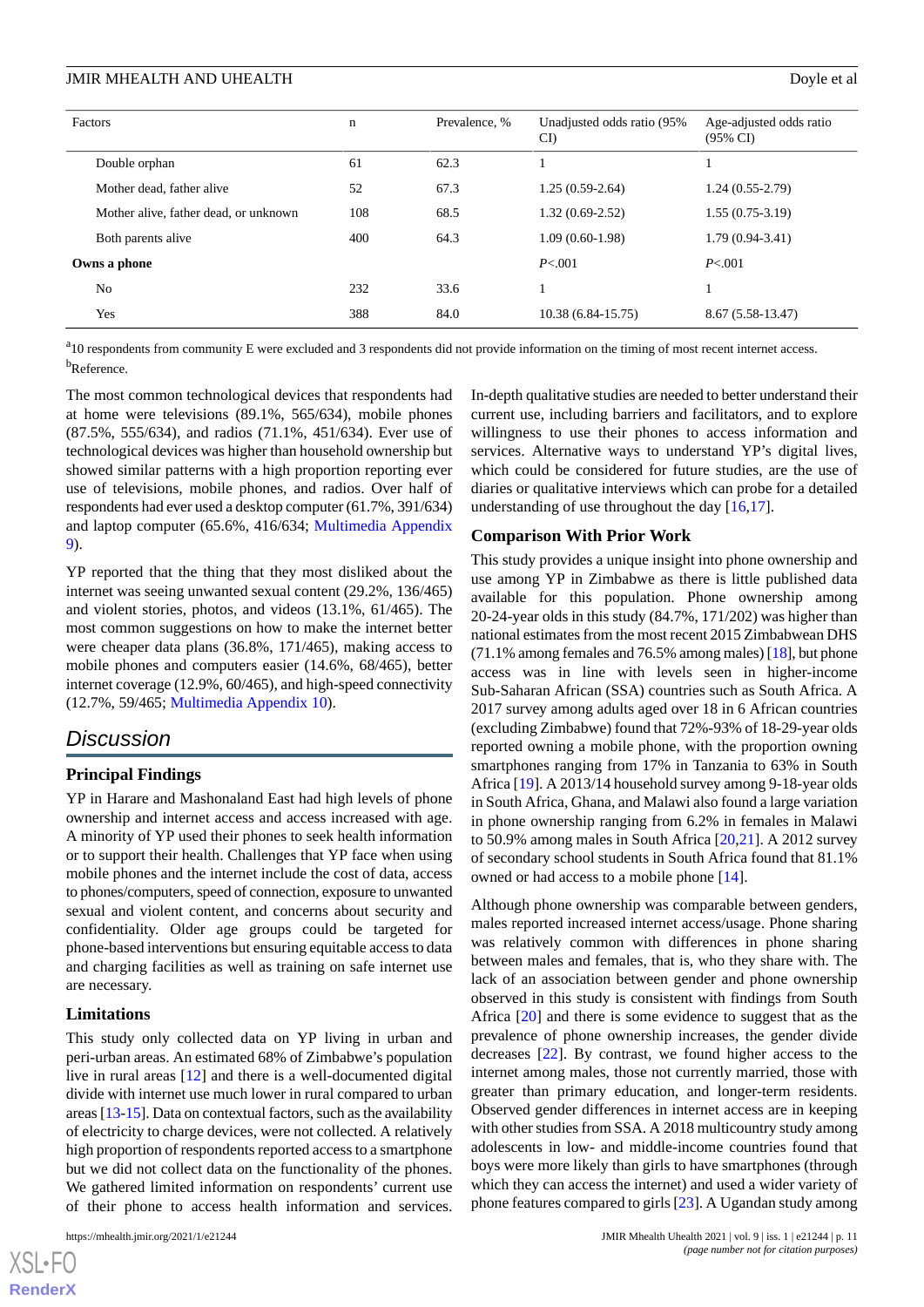| Factors | n | Prevalence, % | Unadjusted odds ratio (95% CI) | Age-adjusted odds ratio (95% CI) |
|---|---|---|---|---|
| Double orphan | 61 | 62.3 | 1 | 1 |
| Mother dead, father alive | 52 | 67.3 | 1.25 (0.59-2.64) | 1.24 (0.55-2.79) |
| Mother alive, father dead, or unknown | 108 | 68.5 | 1.32 (0.69-2.52) | 1.55 (0.75-3.19) |
| Both parents alive | 400 | 64.3 | 1.09 (0.60-1.98) | 1.79 (0.94-3.41) |
| **Owns a phone** | | | *P*<.001 | *P*<.001 |
| No | 232 | 33.6 | 1 | 1 |
| Yes | 388 | 84.0 | 10.38 (6.84-15.75) | 8.67 (5.58-13.47) |

[a]10 respondents from community E were excluded and 3 respondents did not provide information on the timing of most recent internet access.

[b]Reference.

The most common technological devices that respondents had at home were televisions (89.1%, 565/634), mobile phones (87.5%, 555/634), and radios (71.1%, 451/634). Ever use of technological devices was higher than household ownership but showed similar patterns with a high proportion reporting ever use of televisions, mobile phones, and radios. Over half of respondents had ever used a desktop computer (61.7%, 391/634) and laptop computer (65.6%, 416/634; Multimedia Appendix 9).

YP reported that the thing that they most disliked about the internet was seeing unwanted sexual content (29.2%, 136/465) and violent stories, photos, and videos (13.1%, 61/465). The most common suggestions on how to make the internet better were cheaper data plans (36.8%, 171/465), making access to mobile phones and computers easier (14.6%, 68/465), better internet coverage (12.9%, 60/465), and high-speed connectivity (12.7%, 59/465; Multimedia Appendix 10).

## Discussion

### Principal Findings

YP in Harare and Mashonaland East had high levels of phone ownership and internet access and access increased with age. A minority of YP used their phones to seek health information or to support their health. Challenges that YP face when using mobile phones and the internet include the cost of data, access to phones/computers, speed of connection, exposure to unwanted sexual and violent content, and concerns about security and confidentiality. Older age groups could be targeted for phone-based interventions but ensuring equitable access to data and charging facilities as well as training on safe internet use are necessary.

### Limitations

This study only collected data on YP living in urban and peri-urban areas. An estimated 68% of Zimbabwe's population live in rural areas [12] and there is a well-documented digital divide with internet use much lower in rural compared to urban areas [13-15]. Data on contextual factors, such as the availability of electricity to charge devices, were not collected. A relatively high proportion of respondents reported access to a smartphone but we did not collect data on the functionality of the phones. We gathered limited information on respondents' current use of their phone to access health information and services. In-depth qualitative studies are needed to better understand their current use, including barriers and facilitators, and to explore willingness to use their phones to access information and services. Alternative ways to understand YP's digital lives, which could be considered for future studies, are the use of diaries or qualitative interviews which can probe for a detailed understanding of use throughout the day [16,17].

### Comparison With Prior Work

This study provides a unique insight into phone ownership and use among YP in Zimbabwe as there is little published data available for this population. Phone ownership among 20-24-year olds in this study (84.7%, 171/202) was higher than national estimates from the most recent 2015 Zimbabwean DHS (71.1% among females and 76.5% among males) [18], but phone access was in line with levels seen in higher-income Sub-Saharan African (SSA) countries such as South Africa. A 2017 survey among adults aged over 18 in 6 African countries (excluding Zimbabwe) found that 72%-93% of 18-29-year olds reported owning a mobile phone, with the proportion owning smartphones ranging from 17% in Tanzania to 63% in South Africa [19]. A 2013/14 household survey among 9-18-year olds in South Africa, Ghana, and Malawi also found a large variation in phone ownership ranging from 6.2% in females in Malawi to 50.9% among males in South Africa [20,21]. A 2012 survey of secondary school students in South Africa found that 81.1% owned or had access to a mobile phone [14].

Although phone ownership was comparable between genders, males reported increased internet access/usage. Phone sharing was relatively common with differences in phone sharing between males and females, that is, who they share with. The lack of an association between gender and phone ownership observed in this study is consistent with findings from South Africa [20] and there is some evidence to suggest that as the prevalence of phone ownership increases, the gender divide decreases [22]. By contrast, we found higher access to the internet among males, those not currently married, those with greater than primary education, and longer-term residents. Observed gender differences in internet access are in keeping with other studies from SSA. A 2018 multicountry study among adolescents in low- and middle-income countries found that boys were more likely than girls to have smartphones (through which they can access the internet) and used a wider variety of phone features compared to girls [23]. A Ugandan study among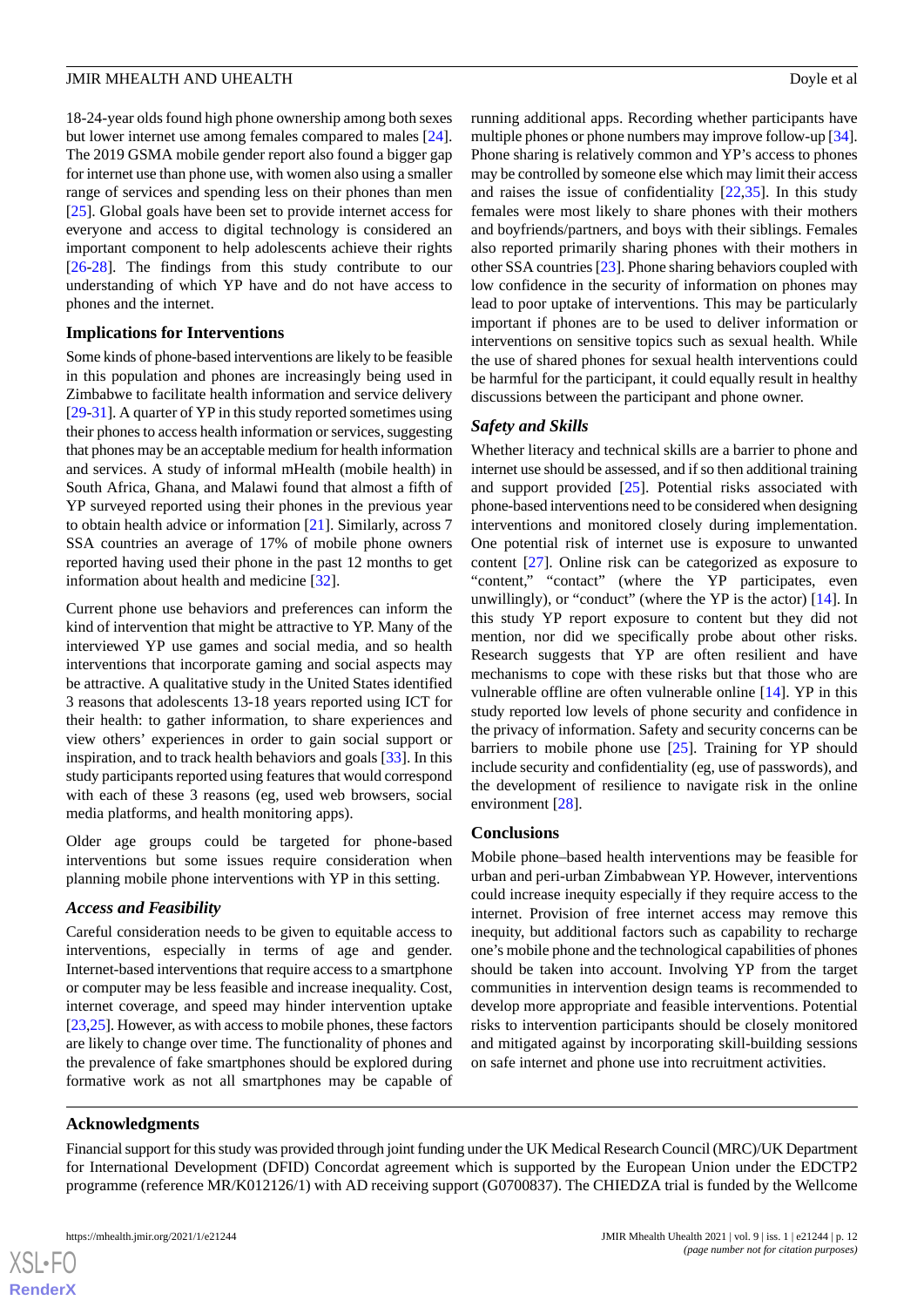18-24-year olds found high phone ownership among both sexes but lower internet use among females compared to males [24]. The 2019 GSMA mobile gender report also found a bigger gap for internet use than phone use, with women also using a smaller range of services and spending less on their phones than men [25]. Global goals have been set to provide internet access for everyone and access to digital technology is considered an important component to help adolescents achieve their rights [26-28]. The findings from this study contribute to our understanding of which YP have and do not have access to phones and the internet.

### Implications for Interventions

Some kinds of phone-based interventions are likely to be feasible in this population and phones are increasingly being used in Zimbabwe to facilitate health information and service delivery [29-31]. A quarter of YP in this study reported sometimes using their phones to access health information or services, suggesting that phones may be an acceptable medium for health information and services. A study of informal mHealth (mobile health) in South Africa, Ghana, and Malawi found that almost a fifth of YP surveyed reported using their phones in the previous year to obtain health advice or information [21]. Similarly, across 7 SSA countries an average of 17% of mobile phone owners reported having used their phone in the past 12 months to get information about health and medicine [32].

Current phone use behaviors and preferences can inform the kind of intervention that might be attractive to YP. Many of the interviewed YP use games and social media, and so health interventions that incorporate gaming and social aspects may be attractive. A qualitative study in the United States identified 3 reasons that adolescents 13-18 years reported using ICT for their health: to gather information, to share experiences and view others' experiences in order to gain social support or inspiration, and to track health behaviors and goals [33]. In this study participants reported using features that would correspond with each of these 3 reasons (eg, used web browsers, social media platforms, and health monitoring apps).

Older age groups could be targeted for phone-based interventions but some issues require consideration when planning mobile phone interventions with YP in this setting.

#### *Access and Feasibility*

Careful consideration needs to be given to equitable access to interventions, especially in terms of age and gender. Internet-based interventions that require access to a smartphone or computer may be less feasible and increase inequality. Cost, internet coverage, and speed may hinder intervention uptake [23,25]. However, as with access to mobile phones, these factors are likely to change over time. The functionality of phones and the prevalence of fake smartphones should be explored during formative work as not all smartphones may be capable of running additional apps. Recording whether participants have multiple phones or phone numbers may improve follow-up [34]. Phone sharing is relatively common and YP's access to phones may be controlled by someone else which may limit their access and raises the issue of confidentiality [22,35]. In this study females were most likely to share phones with their mothers and boyfriends/partners, and boys with their siblings. Females also reported primarily sharing phones with their mothers in other SSA countries [23]. Phone sharing behaviors coupled with low confidence in the security of information on phones may lead to poor uptake of interventions. This may be particularly important if phones are to be used to deliver information or interventions on sensitive topics such as sexual health. While the use of shared phones for sexual health interventions could be harmful for the participant, it could equally result in healthy discussions between the participant and phone owner.

#### *Safety and Skills*

Whether literacy and technical skills are a barrier to phone and internet use should be assessed, and if so then additional training and support provided [25]. Potential risks associated with phone-based interventions need to be considered when designing interventions and monitored closely during implementation. One potential risk of internet use is exposure to unwanted content [27]. Online risk can be categorized as exposure to "content," "contact" (where the YP participates, even unwillingly), or "conduct" (where the YP is the actor) [14]. In this study YP report exposure to content but they did not mention, nor did we specifically probe about other risks. Research suggests that YP are often resilient and have mechanisms to cope with these risks but that those who are vulnerable offline are often vulnerable online [14]. YP in this study reported low levels of phone security and confidence in the privacy of information. Safety and security concerns can be barriers to mobile phone use [25]. Training for YP should include security and confidentiality (eg, use of passwords), and the development of resilience to navigate risk in the online environment [28].

### Conclusions

Mobile phone–based health interventions may be feasible for urban and peri-urban Zimbabwean YP. However, interventions could increase inequity especially if they require access to the internet. Provision of free internet access may remove this inequity, but additional factors such as capability to recharge one's mobile phone and the technological capabilities of phones should be taken into account. Involving YP from the target communities in intervention design teams is recommended to develop more appropriate and feasible interventions. Potential risks to intervention participants should be closely monitored and mitigated against by incorporating skill-building sessions on safe internet and phone use into recruitment activities.

## Acknowledgments

Financial support for this study was provided through joint funding under the UK Medical Research Council (MRC)/UK Department for International Development (DFID) Concordat agreement which is supported by the European Union under the EDCTP2 programme (reference MR/K012126/1) with AD receiving support (G0700837). The CHIEDZA trial is funded by the Wellcome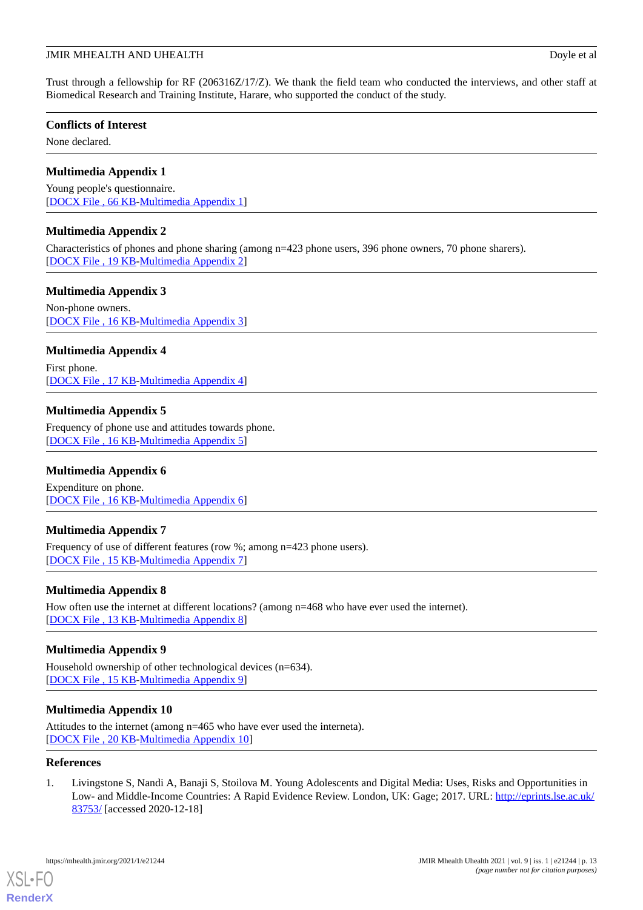Trust through a fellowship for RF (206316Z/17/Z). We thank the field team who conducted the interviews, and other staff at Biomedical Research and Training Institute, Harare, who supported the conduct of the study.

## Conflicts of Interest

None declared.

## Multimedia Appendix 1

Young people's questionnaire.
[DOCX File , 66 KB-Multimedia Appendix 1]

## Multimedia Appendix 2

Characteristics of phones and phone sharing (among n=423 phone users, 396 phone owners, 70 phone sharers).
[DOCX File , 19 KB-Multimedia Appendix 2]

## Multimedia Appendix 3

Non-phone owners.
[DOCX File , 16 KB-Multimedia Appendix 3]

## Multimedia Appendix 4

First phone.
[DOCX File , 17 KB-Multimedia Appendix 4]

## Multimedia Appendix 5

Frequency of phone use and attitudes towards phone.
[DOCX File , 16 KB-Multimedia Appendix 5]

## Multimedia Appendix 6

Expenditure on phone.
[DOCX File , 16 KB-Multimedia Appendix 6]

## Multimedia Appendix 7

Frequency of use of different features (row %; among n=423 phone users).
[DOCX File , 15 KB-Multimedia Appendix 7]

## Multimedia Appendix 8

How often use the internet at different locations? (among n=468 who have ever used the internet).
[DOCX File , 13 KB-Multimedia Appendix 8]

## Multimedia Appendix 9

Household ownership of other technological devices (n=634).
[DOCX File , 15 KB-Multimedia Appendix 9]

## Multimedia Appendix 10

Attitudes to the internet (among n=465 who have ever used the interneta).
[DOCX File , 20 KB-Multimedia Appendix 10]

## References

1. Livingstone S, Nandi A, Banaji S, Stoilova M. Young Adolescents and Digital Media: Uses, Risks and Opportunities in Low- and Middle-Income Countries: A Rapid Evidence Review. London, UK: Gage; 2017. URL: http://eprints.lse.ac.uk/83753/ [accessed 2020-12-18]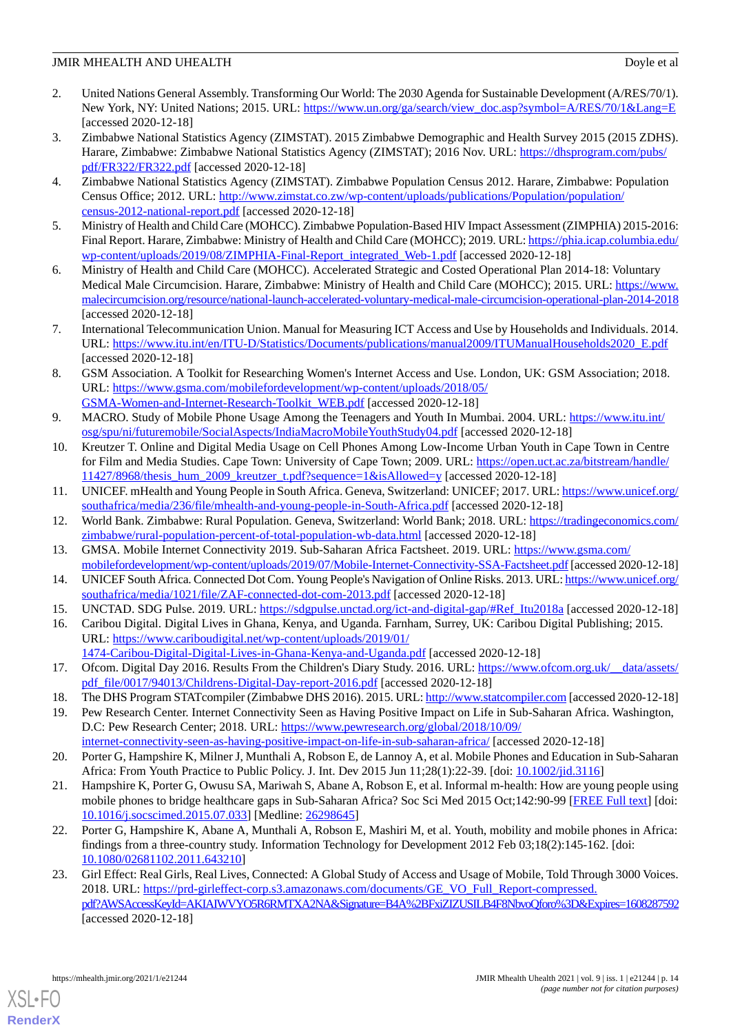2. United Nations General Assembly. Transforming Our World: The 2030 Agenda for Sustainable Development (A/RES/70/1). New York, NY: United Nations; 2015. URL: https://www.un.org/ga/search/view_doc.asp?symbol=A/RES/70/1&Lang=E [accessed 2020-12-18]
3. Zimbabwe National Statistics Agency (ZIMSTAT). 2015 Zimbabwe Demographic and Health Survey 2015 (2015 ZDHS). Harare, Zimbabwe: Zimbabwe National Statistics Agency (ZIMSTAT); 2016 Nov. URL: https://dhsprogram.com/pubs/pdf/FR322/FR322.pdf [accessed 2020-12-18]
4. Zimbabwe National Statistics Agency (ZIMSTAT). Zimbabwe Population Census 2012. Harare, Zimbabwe: Population Census Office; 2012. URL: http://www.zimstat.co.zw/wp-content/uploads/publications/Population/population/census-2012-national-report.pdf [accessed 2020-12-18]
5. Ministry of Health and Child Care (MOHCC). Zimbabwe Population-Based HIV Impact Assessment (ZIMPHIA) 2015-2016: Final Report. Harare, Zimbabwe: Ministry of Health and Child Care (MOHCC); 2019. URL: https://phia.icap.columbia.edu/wp-content/uploads/2019/08/ZIMPHIA-Final-Report_integrated_Web-1.pdf [accessed 2020-12-18]
6. Ministry of Health and Child Care (MOHCC). Accelerated Strategic and Costed Operational Plan 2014-18: Voluntary Medical Male Circumcision. Harare, Zimbabwe: Ministry of Health and Child Care (MOHCC); 2015. URL: https://www.malecircumcision.org/resource/national-launch-accelerated-voluntary-medical-male-circumcision-operational-plan-2014-2018 [accessed 2020-12-18]
7. International Telecommunication Union. Manual for Measuring ICT Access and Use by Households and Individuals. 2014. URL: https://www.itu.int/en/ITU-D/Statistics/Documents/publications/manual2009/ITUManualHouseholds2020_E.pdf [accessed 2020-12-18]
8. GSM Association. A Toolkit for Researching Women's Internet Access and Use. London, UK: GSM Association; 2018. URL: https://www.gsma.com/mobilefordevelopment/wp-content/uploads/2018/05/GSMA-Women-and-Internet-Research-Toolkit_WEB.pdf [accessed 2020-12-18]
9. MACRO. Study of Mobile Phone Usage Among the Teenagers and Youth In Mumbai. 2004. URL: https://www.itu.int/osg/spu/ni/futuremobile/SocialAspects/IndiaMacroMobileYouthStudy04.pdf [accessed 2020-12-18]
10. Kreutzer T. Online and Digital Media Usage on Cell Phones Among Low-Income Urban Youth in Cape Town in Centre for Film and Media Studies. Cape Town: University of Cape Town; 2009. URL: https://open.uct.ac.za/bitstream/handle/11427/8968/thesis_hum_2009_kreutzer_t.pdf?sequence=1&isAllowed=y [accessed 2020-12-18]
11. UNICEF. mHealth and Young People in South Africa. Geneva, Switzerland: UNICEF; 2017. URL: https://www.unicef.org/southafrica/media/236/file/mhealth-and-young-people-in-South-Africa.pdf [accessed 2020-12-18]
12. World Bank. Zimbabwe: Rural Population. Geneva, Switzerland: World Bank; 2018. URL: https://tradingeconomics.com/zimbabwe/rural-population-percent-of-total-population-wb-data.html [accessed 2020-12-18]
13. GMSA. Mobile Internet Connectivity 2019. Sub-Saharan Africa Factsheet. 2019. URL: https://www.gsma.com/mobilefordevelopment/wp-content/uploads/2019/07/Mobile-Internet-Connectivity-SSA-Factsheet.pdf [accessed 2020-12-18]
14. UNICEF South Africa. Connected Dot Com. Young People's Navigation of Online Risks. 2013. URL: https://www.unicef.org/southafrica/media/1021/file/ZAF-connected-dot-com-2013.pdf [accessed 2020-12-18]
15. UNCTAD. SDG Pulse. 2019. URL: https://sdgpulse.unctad.org/ict-and-digital-gap/#Ref_Itu2018a [accessed 2020-12-18]
16. Caribou Digital. Digital Lives in Ghana, Kenya, and Uganda. Farnham, Surrey, UK: Caribou Digital Publishing; 2015. URL: https://www.cariboudigital.net/wp-content/uploads/2019/01/1474-Caribou-Digital-Digital-Lives-in-Ghana-Kenya-and-Uganda.pdf [accessed 2020-12-18]
17. Ofcom. Digital Day 2016. Results From the Children's Diary Study. 2016. URL: https://www.ofcom.org.uk/__data/assets/pdf_file/0017/94013/Childrens-Digital-Day-report-2016.pdf [accessed 2020-12-18]
18. The DHS Program STATcompiler (Zimbabwe DHS 2016). 2015. URL: http://www.statcompiler.com [accessed 2020-12-18]
19. Pew Research Center. Internet Connectivity Seen as Having Positive Impact on Life in Sub-Saharan Africa. Washington, D.C: Pew Research Center; 2018. URL: https://www.pewresearch.org/global/2018/10/09/internet-connectivity-seen-as-having-positive-impact-on-life-in-sub-saharan-africa/ [accessed 2020-12-18]
20. Porter G, Hampshire K, Milner J, Munthali A, Robson E, de Lannoy A, et al. Mobile Phones and Education in Sub-Saharan Africa: From Youth Practice to Public Policy. J. Int. Dev 2015 Jun 11;28(1):22-39. [doi: 10.1002/jid.3116]
21. Hampshire K, Porter G, Owusu SA, Mariwah S, Abane A, Robson E, et al. Informal m-health: How are young people using mobile phones to bridge healthcare gaps in Sub-Saharan Africa? Soc Sci Med 2015 Oct;142:90-99 [FREE Full text] [doi: 10.1016/j.socscimed.2015.07.033] [Medline: 26298645]
22. Porter G, Hampshire K, Abane A, Munthali A, Robson E, Mashiri M, et al. Youth, mobility and mobile phones in Africa: findings from a three-country study. Information Technology for Development 2012 Feb 03;18(2):145-162. [doi: 10.1080/02681102.2011.643210]
23. Girl Effect: Real Girls, Real Lives, Connected: A Global Study of Access and Usage of Mobile, Told Through 3000 Voices. 2018. URL: https://prd-girleffect-corp.s3.amazonaws.com/documents/GE_VO_Full_Report-compressed.pdf?AWSAccessKeyId=AKIAIWVYO5R6RMTXA2NA&Signature=B4A%2BFxiZIZUSILB4F8NbvoQforo%3D&Expires=1608287592 [accessed 2020-12-18]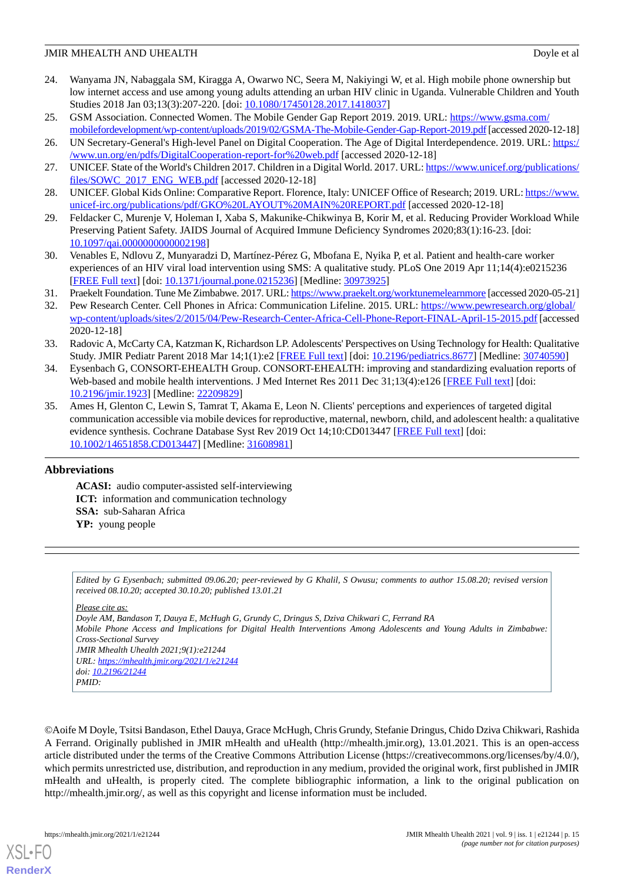24. Wanyama JN, Nabaggala SM, Kiragga A, Owarwo NC, Seera M, Nakiyingi W, et al. High mobile phone ownership but low internet access and use among young adults attending an urban HIV clinic in Uganda. Vulnerable Children and Youth Studies 2018 Jan 03;13(3):207-220. [doi: 10.1080/17450128.2017.1418037]
25. GSM Association. Connected Women. The Mobile Gender Gap Report 2019. 2019. URL: https://www.gsma.com/mobilefordevelopment/wp-content/uploads/2019/02/GSMA-The-Mobile-Gender-Gap-Report-2019.pdf [accessed 2020-12-18]
26. UN Secretary-General's High-level Panel on Digital Cooperation. The Age of Digital Interdependence. 2019. URL: https://www.un.org/en/pdfs/DigitalCooperation-report-for%20web.pdf [accessed 2020-12-18]
27. UNICEF. State of the World's Children 2017. Children in a Digital World. 2017. URL: https://www.unicef.org/publications/files/SOWC_2017_ENG_WEB.pdf [accessed 2020-12-18]
28. UNICEF. Global Kids Online: Comparative Report. Florence, Italy: UNICEF Office of Research; 2019. URL: https://www.unicef-irc.org/publications/pdf/GKO%20LAYOUT%20MAIN%20REPORT.pdf [accessed 2020-12-18]
29. Feldacker C, Murenje V, Holeman I, Xaba S, Makunike-Chikwinya B, Korir M, et al. Reducing Provider Workload While Preserving Patient Safety. JAIDS Journal of Acquired Immune Deficiency Syndromes 2020;83(1):16-23. [doi: 10.1097/qai.0000000000002198]
30. Venables E, Ndlovu Z, Munyaradzi D, Martínez-Pérez G, Mbofana E, Nyika P, et al. Patient and health-care worker experiences of an HIV viral load intervention using SMS: A qualitative study. PLoS One 2019 Apr 11;14(4):e0215236 [FREE Full text] [doi: 10.1371/journal.pone.0215236] [Medline: 30973925]
31. Praekelt Foundation. Tune Me Zimbabwe. 2017. URL: https://www.praekelt.org/worktunemelearnmore [accessed 2020-05-21]
32. Pew Research Center. Cell Phones in Africa: Communication Lifeline. 2015. URL: https://www.pewresearch.org/global/wp-content/uploads/sites/2/2015/04/Pew-Research-Center-Africa-Cell-Phone-Report-FINAL-April-15-2015.pdf [accessed 2020-12-18]
33. Radovic A, McCarty CA, Katzman K, Richardson LP. Adolescents' Perspectives on Using Technology for Health: Qualitative Study. JMIR Pediatr Parent 2018 Mar 14;1(1):e2 [FREE Full text] [doi: 10.2196/pediatrics.8677] [Medline: 30740590]
34. Eysenbach G, CONSORT-EHEALTH Group. CONSORT-EHEALTH: improving and standardizing evaluation reports of Web-based and mobile health interventions. J Med Internet Res 2011 Dec 31;13(4):e126 [FREE Full text] [doi: 10.2196/jmir.1923] [Medline: 22209829]
35. Ames H, Glenton C, Lewin S, Tamrat T, Akama E, Leon N. Clients' perceptions and experiences of targeted digital communication accessible via mobile devices for reproductive, maternal, newborn, child, and adolescent health: a qualitative evidence synthesis. Cochrane Database Syst Rev 2019 Oct 14;10:CD013447 [FREE Full text] [doi: 10.1002/14651858.CD013447] [Medline: 31608981]

## Abbreviations

**ACASI:** audio computer-assisted self-interviewing
**ICT:** information and communication technology
**SSA:** sub-Saharan Africa
**YP:** young people

*Edited by G Eysenbach; submitted 09.06.20; peer-reviewed by G Khalil, S Owusu; comments to author 15.08.20; revised version received 08.10.20; accepted 30.10.20; published 13.01.21*

*Please cite as:*
*Doyle AM, Bandason T, Dauya E, McHugh G, Grundy C, Dringus S, Dziva Chikwari C, Ferrand RA*
*Mobile Phone Access and Implications for Digital Health Interventions Among Adolescents and Young Adults in Zimbabwe: Cross-Sectional Survey*
*JMIR Mhealth Uhealth 2021;9(1):e21244*
*URL: https://mhealth.jmir.org/2021/1/e21244*
*doi: 10.2196/21244*
*PMID:*

©Aoife M Doyle, Tsitsi Bandason, Ethel Dauya, Grace McHugh, Chris Grundy, Stefanie Dringus, Chido Dziva Chikwari, Rashida A Ferrand. Originally published in JMIR mHealth and uHealth (http://mhealth.jmir.org), 13.01.2021. This is an open-access article distributed under the terms of the Creative Commons Attribution License (https://creativecommons.org/licenses/by/4.0/), which permits unrestricted use, distribution, and reproduction in any medium, provided the original work, first published in JMIR mHealth and uHealth, is properly cited. The complete bibliographic information, a link to the original publication on http://mhealth.jmir.org/, as well as this copyright and license information must be included.